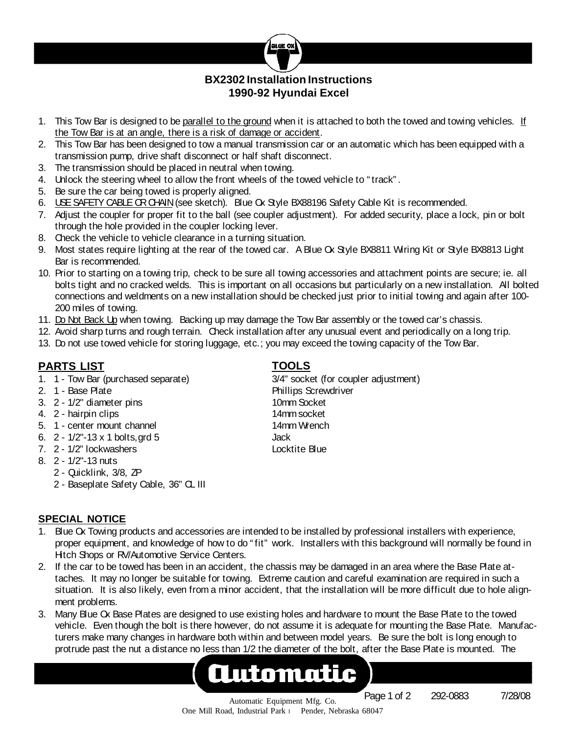# BX2302 Installation Instructions
## 1990-92 Hyundai Excel

1. This Tow Bar is designed to be parallel to the ground when it is attached to both the towed and towing vehicles. If the Tow Bar is at an angle, there is a risk of damage or accident.
2. This Tow Bar has been designed to tow a manual transmission car or an automatic which has been equipped with a transmission pump, drive shaft disconnect or half shaft disconnect.
3. The transmission should be placed in neutral when towing.
4. Unlock the steering wheel to allow the front wheels of the towed vehicle to "track".
5. Be sure the car being towed is properly aligned.
6. USE SAFETY CABLE OR CHAIN (see sketch). Blue Ox Style BX88196 Safety Cable Kit is recommended.
7. Adjust the coupler for proper fit to the ball (see coupler adjustment). For added security, place a lock, pin or bolt through the hole provided in the coupler locking lever.
8. Check the vehicle to vehicle clearance in a turning situation.
9. Most states require lighting at the rear of the towed car. A Blue Ox Style BX8811 Wiring Kit or Style BX8813 Light Bar is recommended.
10. Prior to starting on a towing trip, check to be sure all towing accessories and attachment points are secure; ie. all bolts tight and no cracked welds. This is important on all occasions but particularly on a new installation. All bolted connections and weldments on a new installation should be checked just prior to initial towing and again after 100-200 miles of towing.
11. Do Not Back Up when towing. Backing up may damage the Tow Bar assembly or the towed car's chassis.
12. Avoid sharp turns and rough terrain. Check installation after any unusual event and periodically on a long trip.
13. Do not use towed vehicle for storing luggage, etc.; you may exceed the towing capacity of the Tow Bar.

## PARTS LIST

1. 1 - Tow Bar (purchased separate)
2. 1 - Base Plate
3. 2 - 1/2" diameter pins
4. 2 - hairpin clips
5. 1 - center mount channel
6. 2 - 1/2"-13 x 1 bolts, grd 5
7. 2 - 1/2" lockwashers
8. 2 - 1/2"-13 nuts
   - 2 - Quicklink, 3/8, ZP
   - 2 - Baseplate Safety Cable, 36" CL III

## TOOLS

3/4" socket (for coupler adjustment)
Phillips Screwdriver
10mm Socket
14mm socket
14mm Wrench
Jack
Locktite Blue

## SPECIAL NOTICE

1. Blue Ox Towing products and accessories are intended to be installed by professional installers with experience, proper equipment, and knowledge of how to do "fit" work. Installers with this background will normally be found in Hitch Shops or RV/Automotive Service Centers.
2. If the car to be towed has been in an accident, the chassis may be damaged in an area where the Base Plate attaches. It may no longer be suitable for towing. Extreme caution and careful examination are required in such a situation. It is also likely, even from a minor accident, that the installation will be more difficult due to hole alignment problems.
3. Many Blue Ox Base Plates are designed to use existing holes and hardware to mount the Base Plate to the towed vehicle. Even though the bolt is there however, do not assume it is adequate for mounting the Base Plate. Manufacturers make many changes in hardware both within and between model years. Be sure the bolt is long enough to protrude past the nut a distance no less than 1/2 the diameter of the bolt, after the Base Plate is mounted. The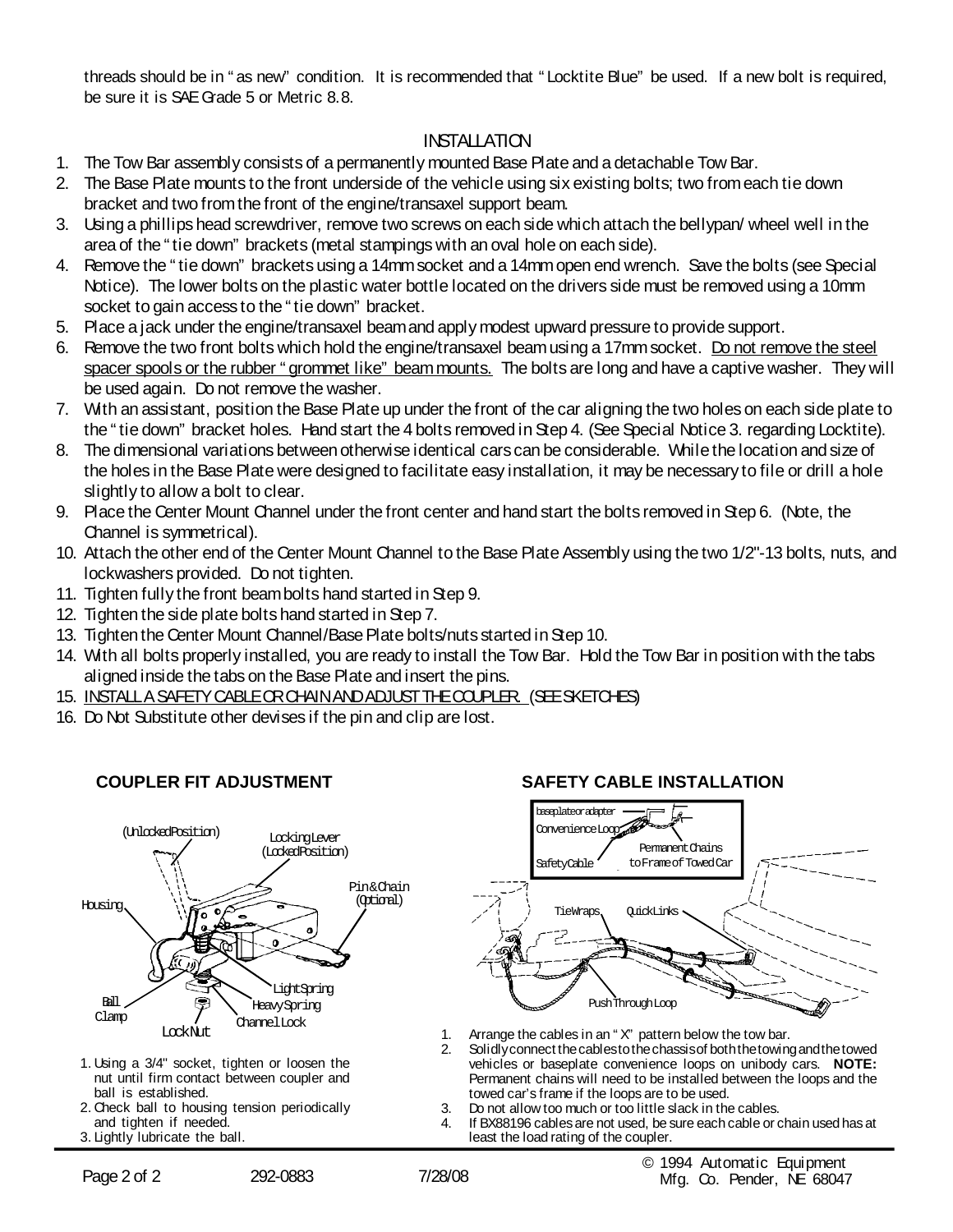threads should be in "as new" condition. It is recommended that "Locktite Blue" be used. If a new bolt is required, be sure it is SAE Grade 5 or Metric 8.8.

## INSTALLATION

1. The Tow Bar assembly consists of a permanently mounted Base Plate and a detachable Tow Bar.
2. The Base Plate mounts to the front underside of the vehicle using six existing bolts; two from each tie down bracket and two from the front of the engine/transaxel support beam.
3. Using a phillips head screwdriver, remove two screws on each side which attach the bellypan/ wheel well in the area of the "tie down" brackets (metal stampings with an oval hole on each side).
4. Remove the "tie down" brackets using a 14mm socket and a 14mm open end wrench. Save the bolts (see Special Notice). The lower bolts on the plastic water bottle located on the drivers side must be removed using a 10mm socket to gain access to the "tie down" bracket.
5. Place a jack under the engine/transaxel beam and apply modest upward pressure to provide support.
6. Remove the two front bolts which hold the engine/transaxel beam using a 17mm socket. <u>Do not remove the steel spacer spools or the rubber "grommet like" beam mounts.</u> The bolts are long and have a captive washer. They will be used again. Do not remove the washer.
7. With an assistant, position the Base Plate up under the front of the car aligning the two holes on each side plate to the "tie down" bracket holes. Hand start the 4 bolts removed in Step 4. (See Special Notice 3. regarding Locktite).
8. The dimensional variations between otherwise identical cars can be considerable. While the location and size of the holes in the Base Plate were designed to facilitate easy installation, it may be necessary to file or drill a hole slightly to allow a bolt to clear.
9. Place the Center Mount Channel under the front center and hand start the bolts removed in Step 6. (Note, the Channel is symmetrical).
10. Attach the other end of the Center Mount Channel to the Base Plate Assembly using the two 1/2"-13 bolts, nuts, and lockwashers provided. Do not tighten.
11. Tighten fully the front beam bolts hand started in Step 9.
12. Tighten the side plate bolts hand started in Step 7.
13. Tighten the Center Mount Channel/Base Plate bolts/nuts started in Step 10.
14. With all bolts properly installed, you are ready to install the Tow Bar. Hold the Tow Bar in position with the tabs aligned inside the tabs on the Base Plate and insert the pins.
15. <u>INSTALL A SAFETY CABLE OR CHAIN AND ADJUST THE COUPLER.</u> (SEE SKETCHES)
16. Do Not Substitute other devises if the pin and clip are lost.

### COUPLER FIT ADJUSTMENT

(Unlocked Position)
Locking Lever (Locked Position)
Pin & Chain (Optional)
Housing
Light Spring
Heavy Spring
Ball Clamp
Channel Lock
Lock Nut

1. Using a 3/4" socket, tighten or loosen the nut until firm contact between coupler and ball is established.
2. Check ball to housing tension periodically and tighten if needed.
3. Lightly lubricate the ball.

### SAFETY CABLE INSTALLATION

baseplate or adapter
Convenience Loop
Permanent Chains to Frame of Towed Car
Safety Cable
Tie Wraps
Quick Links
Push Through Loop

1. Arrange the cables in an "X" pattern below the tow bar.
2. Solidly connect the cables to the chassis of both the towing and the towed vehicles or baseplate convenience loops on unibody cars. **NOTE:** Permanent chains will need to be installed between the loops and the towed car's frame if the loops are to be used.
3. Do not allow too much or too little slack in the cables.
4. If BX88196 cables are not used, be sure each cable or chain used has at least the load rating of the coupler.

292-0883 7/28/08

© 1994 Automatic Equipment Mfg. Co. Pender, NE 68047